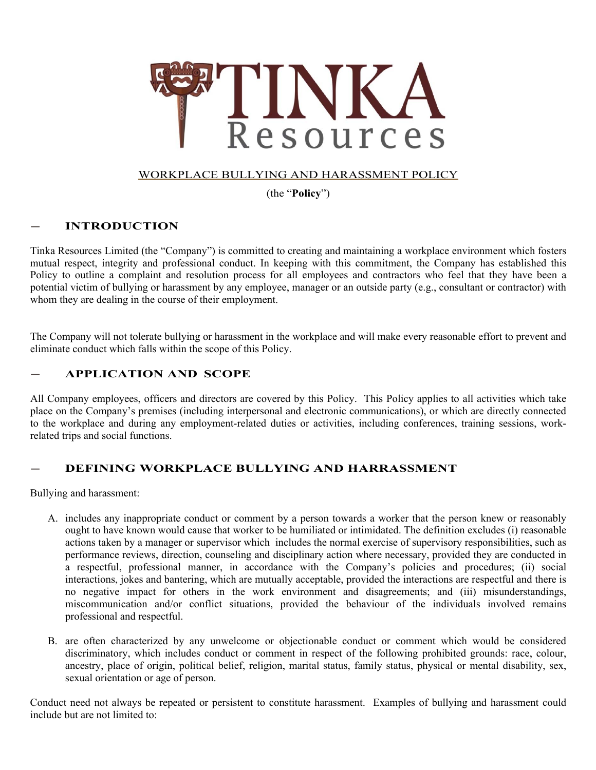# TINKA Resources

WORKPLACE BULLYING AND HARASSMENT POLICY

(the "**Policy**")

## — INTRODUCTION

Tinka Resources Limited (the "Company") is committed to creating and maintaining a workplace environment which fosters mutual respect, integrity and professional conduct. In keeping with this commitment, the Company has established this Policy to outline a complaint and resolution process for all employees and contractors who feel that they have been a potential victim of bullying or harassment by any employee, manager or an outside party (e.g., consultant or contractor) with whom they are dealing in the course of their employment.

The Company will not tolerate bullying or harassment in the workplace and will make every reasonable effort to prevent and eliminate conduct which falls within the scope of this Policy.

## — APPLICATION AND SCOPE

All Company employees, officers and directors are covered by this Policy. This Policy applies to all activities which take place on the Company's premises (including interpersonal and electronic communications), or which are directly connected to the workplace and during any employment-related duties or activities, including conferences, training sessions, work-related trips and social functions.

## — DEFINING WORKPLACE BULLYING AND HARRASSMENT

Bullying and harassment:

A. includes any inappropriate conduct or comment by a person towards a worker that the person knew or reasonably ought to have known would cause that worker to be humiliated or intimidated. The definition excludes (i) reasonable actions taken by a manager or supervisor which includes the normal exercise of supervisory responsibilities, such as performance reviews, direction, counseling and disciplinary action where necessary, provided they are conducted in a respectful, professional manner, in accordance with the Company's policies and procedures; (ii) social interactions, jokes and bantering, which are mutually acceptable, provided the interactions are respectful and there is no negative impact for others in the work environment and disagreements; and (iii) misunderstandings, miscommunication and/or conflict situations, provided the behaviour of the individuals involved remains professional and respectful.

B. are often characterized by any unwelcome or objectionable conduct or comment which would be considered discriminatory, which includes conduct or comment in respect of the following prohibited grounds: race, colour, ancestry, place of origin, political belief, religion, marital status, family status, physical or mental disability, sex, sexual orientation or age of person.

Conduct need not always be repeated or persistent to constitute harassment. Examples of bullying and harassment could include but are not limited to: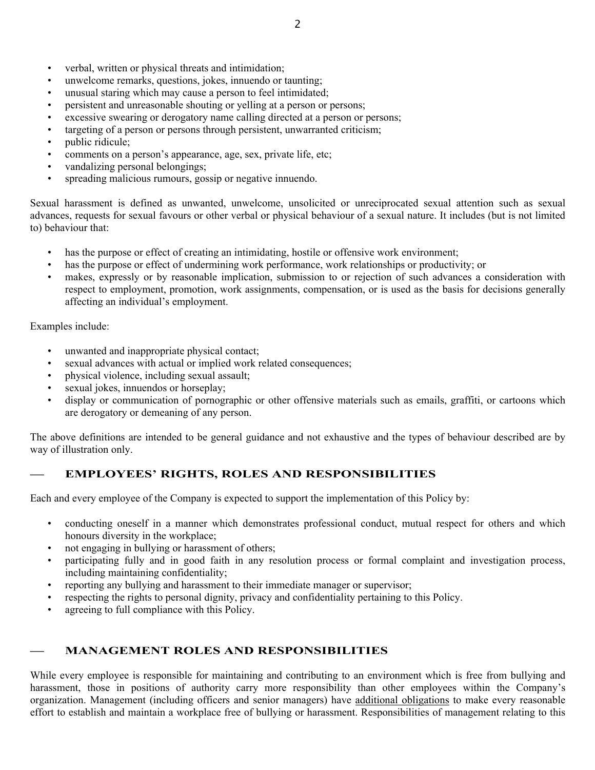- verbal, written or physical threats and intimidation;
- unwelcome remarks, questions, jokes, innuendo or taunting;
- unusual staring which may cause a person to feel intimidated;
- persistent and unreasonable shouting or yelling at a person or persons;
- excessive swearing or derogatory name calling directed at a person or persons;
- targeting of a person or persons through persistent, unwarranted criticism;
- public ridicule;
- comments on a person's appearance, age, sex, private life, etc;
- vandalizing personal belongings;
- spreading malicious rumours, gossip or negative innuendo.

Sexual harassment is defined as unwanted, unwelcome, unsolicited or unreciprocated sexual attention such as sexual advances, requests for sexual favours or other verbal or physical behaviour of a sexual nature. It includes (but is not limited to) behaviour that:

- has the purpose or effect of creating an intimidating, hostile or offensive work environment;
- has the purpose or effect of undermining work performance, work relationships or productivity; or
- makes, expressly or by reasonable implication, submission to or rejection of such advances a consideration with respect to employment, promotion, work assignments, compensation, or is used as the basis for decisions generally affecting an individual's employment.

Examples include:

- unwanted and inappropriate physical contact;
- sexual advances with actual or implied work related consequences;
- physical violence, including sexual assault;
- sexual jokes, innuendos or horseplay;
- display or communication of pornographic or other offensive materials such as emails, graffiti, or cartoons which are derogatory or demeaning of any person.

The above definitions are intended to be general guidance and not exhaustive and the types of behaviour described are by way of illustration only.

## — EMPLOYEES' RIGHTS, ROLES AND RESPONSIBILITIES

Each and every employee of the Company is expected to support the implementation of this Policy by:

- conducting oneself in a manner which demonstrates professional conduct, mutual respect for others and which honours diversity in the workplace;
- not engaging in bullying or harassment of others;
- participating fully and in good faith in any resolution process or formal complaint and investigation process, including maintaining confidentiality;
- reporting any bullying and harassment to their immediate manager or supervisor;
- respecting the rights to personal dignity, privacy and confidentiality pertaining to this Policy.
- agreeing to full compliance with this Policy.

## — MANAGEMENT ROLES AND RESPONSIBILITIES

While every employee is responsible for maintaining and contributing to an environment which is free from bullying and harassment, those in positions of authority carry more responsibility than other employees within the Company's organization. Management (including officers and senior managers) have additional obligations to make every reasonable effort to establish and maintain a workplace free of bullying or harassment. Responsibilities of management relating to this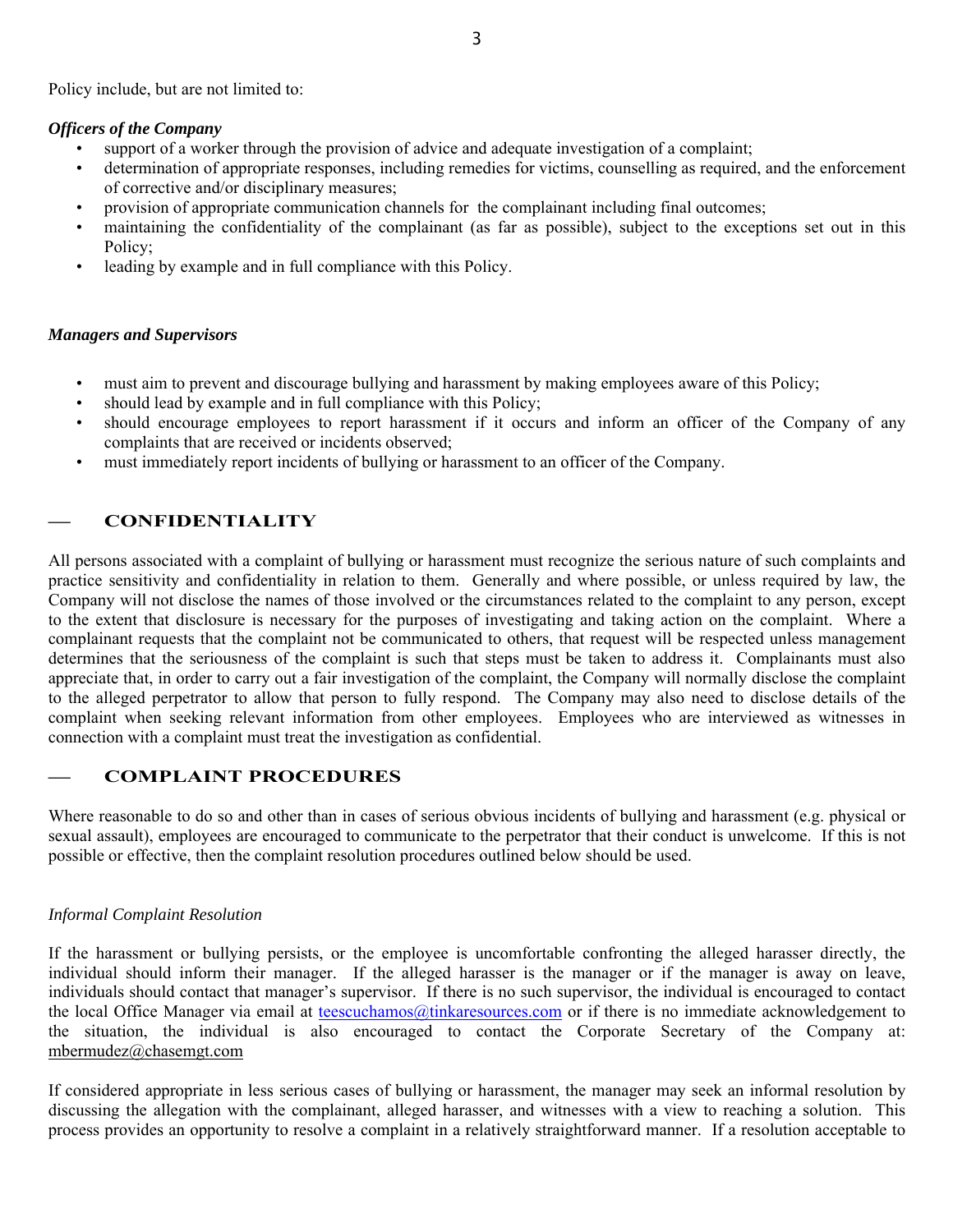Policy include, but are not limited to:

***Officers of the Company***

- support of a worker through the provision of advice and adequate investigation of a complaint;
- determination of appropriate responses, including remedies for victims, counselling as required, and the enforcement of corrective and/or disciplinary measures;
- provision of appropriate communication channels for the complainant including final outcomes;
- maintaining the confidentiality of the complainant (as far as possible), subject to the exceptions set out in this Policy;
- leading by example and in full compliance with this Policy.

***Managers and Supervisors***

- must aim to prevent and discourage bullying and harassment by making employees aware of this Policy;
- should lead by example and in full compliance with this Policy;
- should encourage employees to report harassment if it occurs and inform an officer of the Company of any complaints that are received or incidents observed;
- must immediately report incidents of bullying or harassment to an officer of the Company.

## — CONFIDENTIALITY

All persons associated with a complaint of bullying or harassment must recognize the serious nature of such complaints and practice sensitivity and confidentiality in relation to them. Generally and where possible, or unless required by law, the Company will not disclose the names of those involved or the circumstances related to the complaint to any person, except to the extent that disclosure is necessary for the purposes of investigating and taking action on the complaint. Where a complainant requests that the complaint not be communicated to others, that request will be respected unless management determines that the seriousness of the complaint is such that steps must be taken to address it. Complainants must also appreciate that, in order to carry out a fair investigation of the complaint, the Company will normally disclose the complaint to the alleged perpetrator to allow that person to fully respond. The Company may also need to disclose details of the complaint when seeking relevant information from other employees. Employees who are interviewed as witnesses in connection with a complaint must treat the investigation as confidential.

## — COMPLAINT PROCEDURES

Where reasonable to do so and other than in cases of serious obvious incidents of bullying and harassment (e.g. physical or sexual assault), employees are encouraged to communicate to the perpetrator that their conduct is unwelcome. If this is not possible or effective, then the complaint resolution procedures outlined below should be used.

*Informal Complaint Resolution*

If the harassment or bullying persists, or the employee is uncomfortable confronting the alleged harasser directly, the individual should inform their manager. If the alleged harasser is the manager or if the manager is away on leave, individuals should contact that manager's supervisor. If there is no such supervisor, the individual is encouraged to contact the local Office Manager via email at teescuchamos@tinkaresources.com or if there is no immediate acknowledgement to the situation, the individual is also encouraged to contact the Corporate Secretary of the Company at: mbermudez@chasemgt.com

If considered appropriate in less serious cases of bullying or harassment, the manager may seek an informal resolution by discussing the allegation with the complainant, alleged harasser, and witnesses with a view to reaching a solution. This process provides an opportunity to resolve a complaint in a relatively straightforward manner. If a resolution acceptable to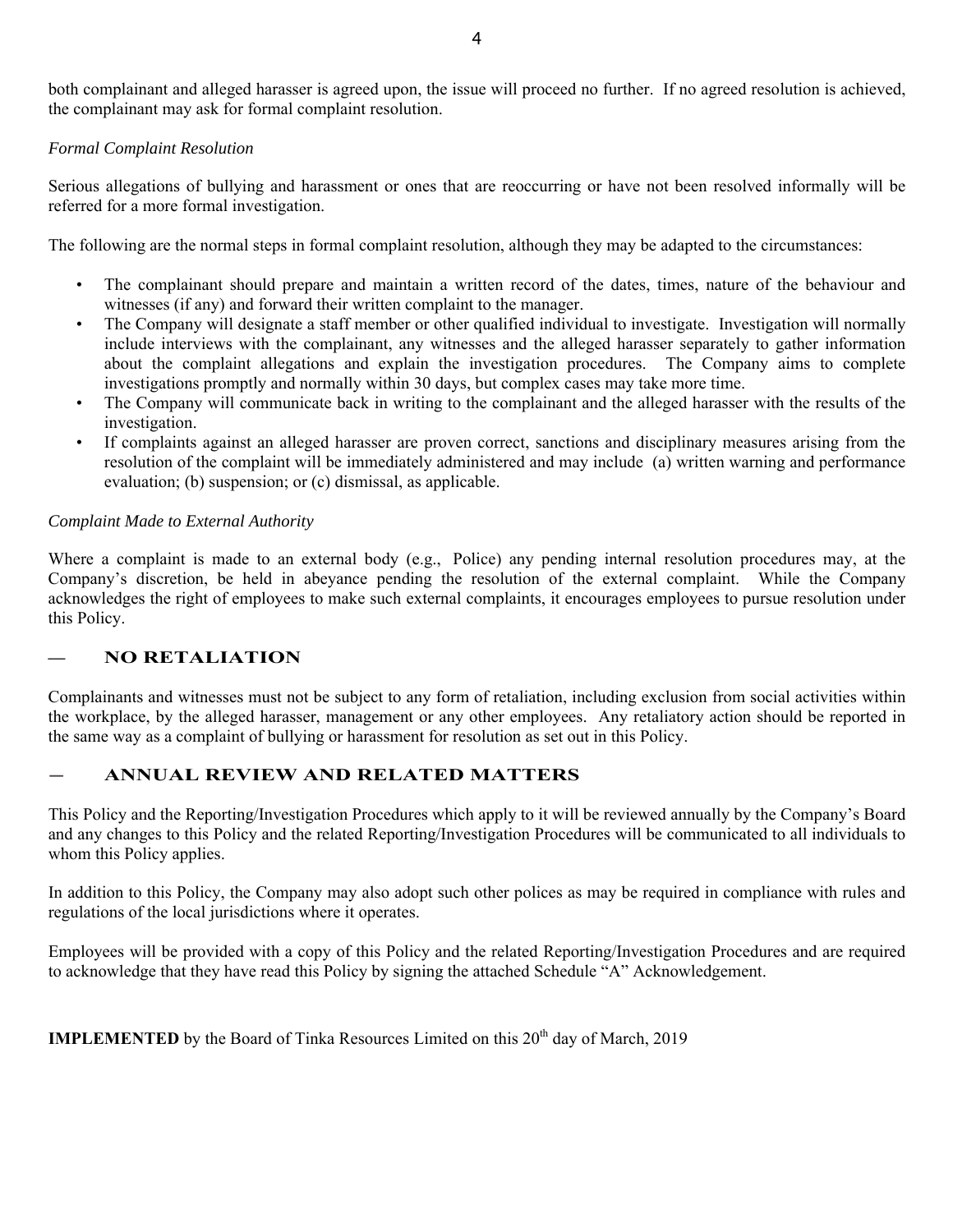both complainant and alleged harasser is agreed upon, the issue will proceed no further. If no agreed resolution is achieved, the complainant may ask for formal complaint resolution.

*Formal Complaint Resolution*

Serious allegations of bullying and harassment or ones that are reoccurring or have not been resolved informally will be referred for a more formal investigation.

The following are the normal steps in formal complaint resolution, although they may be adapted to the circumstances:

- The complainant should prepare and maintain a written record of the dates, times, nature of the behaviour and witnesses (if any) and forward their written complaint to the manager.
- The Company will designate a staff member or other qualified individual to investigate. Investigation will normally include interviews with the complainant, any witnesses and the alleged harasser separately to gather information about the complaint allegations and explain the investigation procedures. The Company aims to complete investigations promptly and normally within 30 days, but complex cases may take more time.
- The Company will communicate back in writing to the complainant and the alleged harasser with the results of the investigation.
- If complaints against an alleged harasser are proven correct, sanctions and disciplinary measures arising from the resolution of the complaint will be immediately administered and may include (a) written warning and performance evaluation; (b) suspension; or (c) dismissal, as applicable.

*Complaint Made to External Authority*

Where a complaint is made to an external body (e.g., Police) any pending internal resolution procedures may, at the Company's discretion, be held in abeyance pending the resolution of the external complaint. While the Company acknowledges the right of employees to make such external complaints, it encourages employees to pursue resolution under this Policy.

## — NO RETALIATION

Complainants and witnesses must not be subject to any form of retaliation, including exclusion from social activities within the workplace, by the alleged harasser, management or any other employees. Any retaliatory action should be reported in the same way as a complaint of bullying or harassment for resolution as set out in this Policy.

## — ANNUAL REVIEW AND RELATED MATTERS

This Policy and the Reporting/Investigation Procedures which apply to it will be reviewed annually by the Company's Board and any changes to this Policy and the related Reporting/Investigation Procedures will be communicated to all individuals to whom this Policy applies.

In addition to this Policy, the Company may also adopt such other polices as may be required in compliance with rules and regulations of the local jurisdictions where it operates.

Employees will be provided with a copy of this Policy and the related Reporting/Investigation Procedures and are required to acknowledge that they have read this Policy by signing the attached Schedule "A" Acknowledgement.

**IMPLEMENTED** by the Board of Tinka Resources Limited on this 20th day of March, 2019